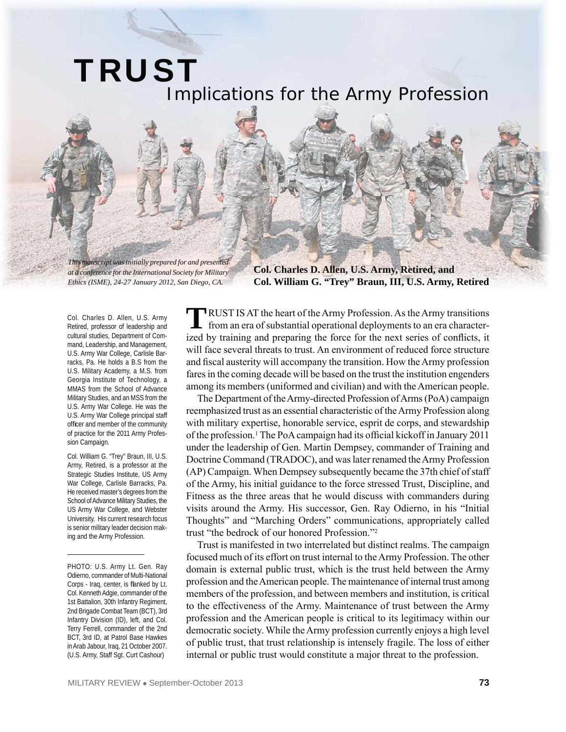# TRUST

## Implications for the Army Profession

*This mauscript was initially prepared for and presented at a conference for the International Society for Military Ethics (ISME), 24-27 January 2012, San Diego, CA.*

**Col. Charles D. Allen, U.S. Army, Retired, and Col. William G. "Trey" Braun, III, U.S. Army, Retired**

Col. Charles D. Allen, U.S. Army Retired, professor of leadership and cultural studies, Department of Command, Leadership, and Management, U.S. Army War College, Carlisle Barracks, Pa. He holds a B.S from the U.S. Military Academy, a M.S. from Georgia Institute of Technology, a MMAS from the School of Advance Military Studies, and an MSS from the U.S. Army War College. He was the U.S. Army War College principal staff officer and member of the community of practice for the 2011 Army Profession Campaign.

Col. William G. "Trey" Braun, III, U.S. Army, Retired, is a professor at the Strategic Studies Institute, US Army War College, Carlisle Barracks, Pa. He received master's degrees from the School of Advance Military Studies, the US Army War College, and Webster University. His current research focus is senior military leader decision making and the Army Profession.

PHOTO: U.S. Army Lt. Gen. Ray Odierno, commander of Multi-National Corps - Iraq, center, is flanked by Lt. Col. Kenneth Adgie, commander of the 1st Battalion, 30th Infantry Regiment, 2nd Brigade Combat Team (BCT), 3rd Infantry Division (ID), left, and Col. Terry Ferrell, commander of the 2nd BCT, 3rd ID, at Patrol Base Hawkes in Arab Jabour, Iraq, 21 October 2007. (U.S. Army, Staff Sgt. Curt Cashour)

TRUST IS AT the heart of the Army Profession. As the Army transitions from an era of substantial operational deployments to an era characterized by training and preparing the force for the next series of conflicts, it will face several threats to trust. An environment of reduced force structure and fiscal austerity will accompany the transition. How the Army profession fares in the coming decade will be based on the trust the institution engenders among its members (uniformed and civilian) and with the American people.

The Department of the Army-directed Profession of Arms (PoA) campaign reemphasized trust as an essential characteristic of the Army Profession along with military expertise, honorable service, esprit de corps, and stewardship of the profession.[1] The PoA campaign had its official kickoff in January 2011 under the leadership of Gen. Martin Dempsey, commander of Training and Doctrine Command (TRADOC), and was later renamed the Army Profession (AP) Campaign. When Dempsey subsequently became the 37th chief of staff of the Army, his initial guidance to the force stressed Trust, Discipline, and Fitness as the three areas that he would discuss with commanders during visits around the Army. His successor, Gen. Ray Odierno, in his "Initial Thoughts" and "Marching Orders" communications, appropriately called trust "the bedrock of our honored Profession."[2]

Trust is manifested in two interrelated but distinct realms. The campaign focused much of its effort on trust internal to the Army Profession. The other domain is external public trust, which is the trust held between the Army profession and the American people. The maintenance of internal trust among members of the profession, and between members and institution, is critical to the effectiveness of the Army. Maintenance of trust between the Army profession and the American people is critical to its legitimacy within our democratic society. While the Army profession currently enjoys a high level of public trust, that trust relationship is intensely fragile. The loss of either internal or public trust would constitute a major threat to the profession.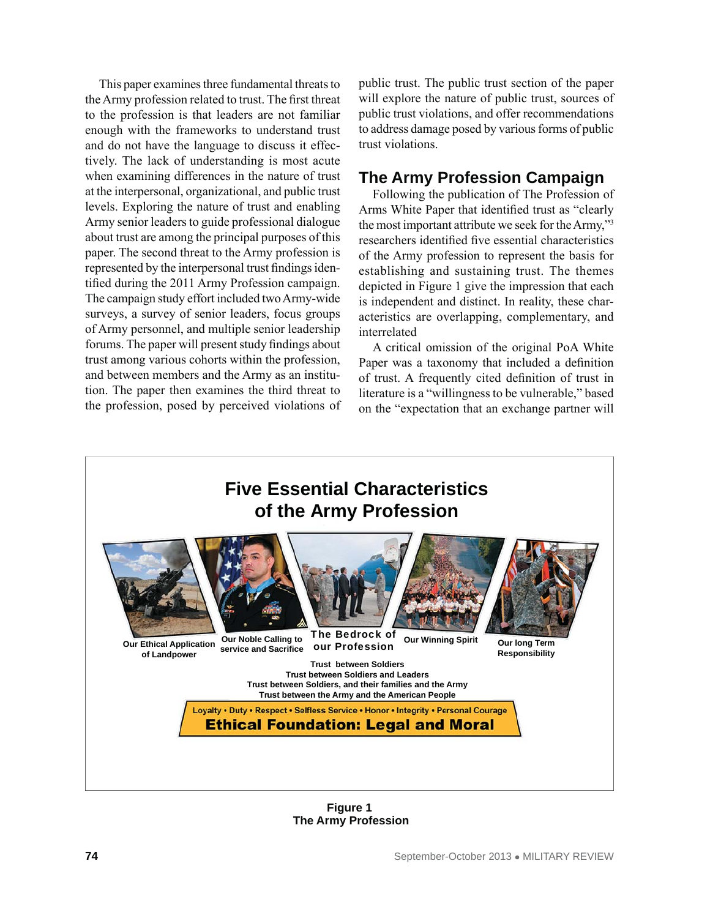This paper examines three fundamental threats to the Army profession related to trust. The first threat to the profession is that leaders are not familiar enough with the frameworks to understand trust and do not have the language to discuss it effectively. The lack of understanding is most acute when examining differences in the nature of trust at the interpersonal, organizational, and public trust levels. Exploring the nature of trust and enabling Army senior leaders to guide professional dialogue about trust are among the principal purposes of this paper. The second threat to the Army profession is represented by the interpersonal trust findings identified during the 2011 Army Profession campaign. The campaign study effort included two Army-wide surveys, a survey of senior leaders, focus groups of Army personnel, and multiple senior leadership forums. The paper will present study findings about trust among various cohorts within the profession, and between members and the Army as an institution. The paper then examines the third threat to the profession, posed by perceived violations of public trust. The public trust section of the paper will explore the nature of public trust, sources of public trust violations, and offer recommendations to address damage posed by various forms of public trust violations.

## The Army Profession Campaign

Following the publication of The Profession of Arms White Paper that identified trust as "clearly the most important attribute we seek for the Army,"[3] researchers identified five essential characteristics of the Army profession to represent the basis for establishing and sustaining trust. The themes depicted in Figure 1 give the impression that each is independent and distinct. In reality, these characteristics are overlapping, complementary, and interrelated

A critical omission of the original PoA White Paper was a taxonomy that included a definition of trust. A frequently cited definition of trust in literature is a "willingness to be vulnerable," based on the "expectation that an exchange partner will

**Five Essential Characteristics of the Army Profession**

Our Ethical Application of Landpower • Our Noble Calling to service and Sacrifice • The Bedrock of our Profession • Our Winning Spirit • Our long Term Responsibility

Trust between Soldiers
Trust between Soldiers and Leaders
Trust between Soldiers, and their families and the Army
Trust between the Army and the American People

Loyalty • Duty • Respect • Selfless Service • Honor • Integrity • Personal Courage
**Ethical Foundation: Legal and Moral**

**Figure 1**
**The Army Profession**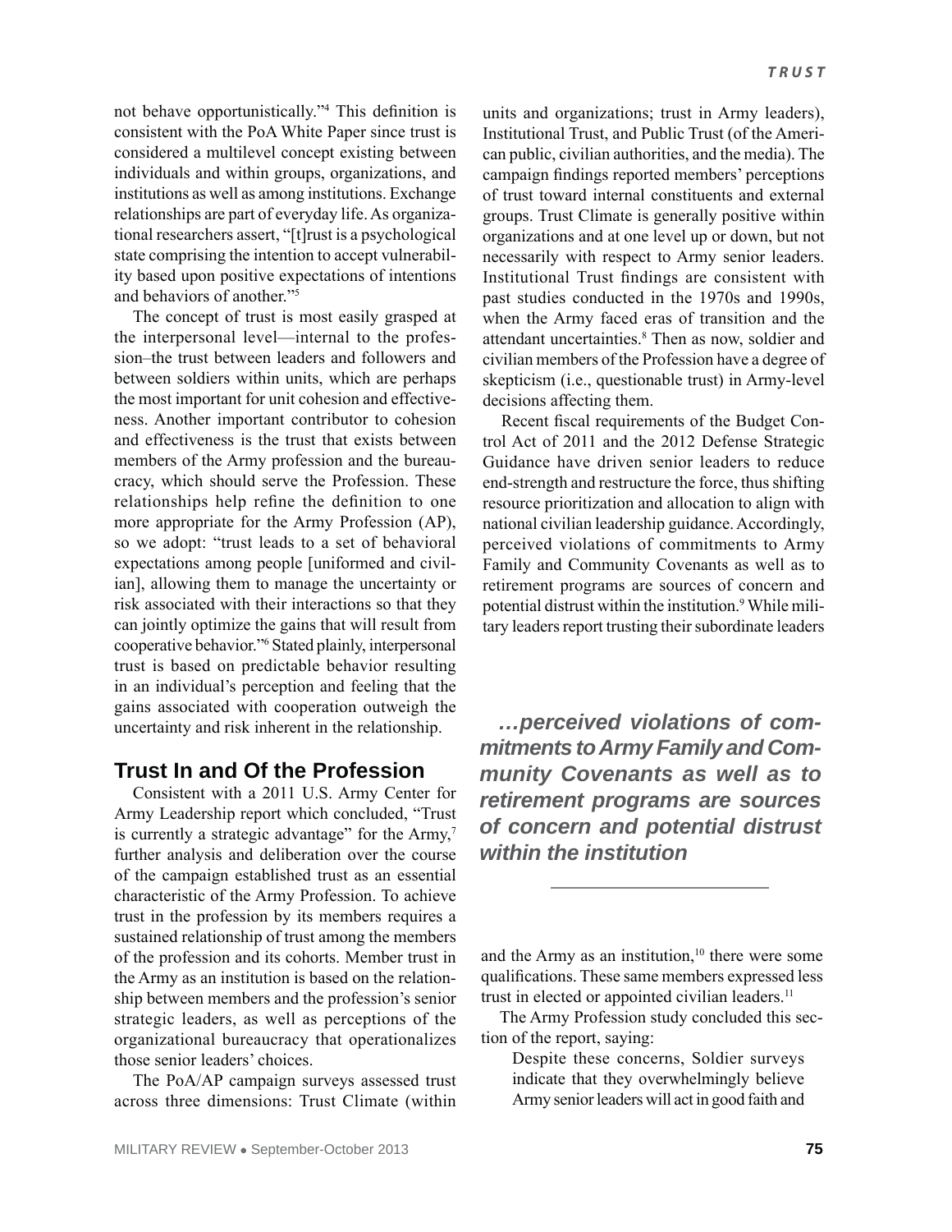not behave opportunistically."[4] This definition is consistent with the PoA White Paper since trust is considered a multilevel concept existing between individuals and within groups, organizations, and institutions as well as among institutions. Exchange relationships are part of everyday life. As organizational researchers assert, "[t]rust is a psychological state comprising the intention to accept vulnerability based upon positive expectations of intentions and behaviors of another."[5]

The concept of trust is most easily grasped at the interpersonal level—internal to the profession–the trust between leaders and followers and between soldiers within units, which are perhaps the most important for unit cohesion and effectiveness. Another important contributor to cohesion and effectiveness is the trust that exists between members of the Army profession and the bureaucracy, which should serve the Profession. These relationships help refine the definition to one more appropriate for the Army Profession (AP), so we adopt: "trust leads to a set of behavioral expectations among people [uniformed and civilian], allowing them to manage the uncertainty or risk associated with their interactions so that they can jointly optimize the gains that will result from cooperative behavior."[6] Stated plainly, interpersonal trust is based on predictable behavior resulting in an individual's perception and feeling that the gains associated with cooperation outweigh the uncertainty and risk inherent in the relationship.

## Trust In and Of the Profession

Consistent with a 2011 U.S. Army Center for Army Leadership report which concluded, "Trust is currently a strategic advantage" for the Army,[7] further analysis and deliberation over the course of the campaign established trust as an essential characteristic of the Army Profession. To achieve trust in the profession by its members requires a sustained relationship of trust among the members of the profession and its cohorts. Member trust in the Army as an institution is based on the relationship between members and the profession's senior strategic leaders, as well as perceptions of the organizational bureaucracy that operationalizes those senior leaders' choices.

The PoA/AP campaign surveys assessed trust across three dimensions: Trust Climate (within units and organizations; trust in Army leaders), Institutional Trust, and Public Trust (of the American public, civilian authorities, and the media). The campaign findings reported members' perceptions of trust toward internal constituents and external groups. Trust Climate is generally positive within organizations and at one level up or down, but not necessarily with respect to Army senior leaders. Institutional Trust findings are consistent with past studies conducted in the 1970s and 1990s, when the Army faced eras of transition and the attendant uncertainties.[8] Then as now, soldier and civilian members of the Profession have a degree of skepticism (i.e., questionable trust) in Army-level decisions affecting them.

Recent fiscal requirements of the Budget Control Act of 2011 and the 2012 Defense Strategic Guidance have driven senior leaders to reduce end-strength and restructure the force, thus shifting resource prioritization and allocation to align with national civilian leadership guidance. Accordingly, perceived violations of commitments to Army Family and Community Covenants as well as to retirement programs are sources of concern and potential distrust within the institution.[9] While military leaders report trusting their subordinate leaders and the Army as an institution,[10] there were some qualifications. These same members expressed less trust in elected or appointed civilian leaders.[11]

***…perceived violations of commitments to Army Family and Community Covenants as well as to retirement programs are sources of concern and potential distrust within the institution***

The Army Profession study concluded this section of the report, saying:

> Despite these concerns, Soldier surveys indicate that they overwhelmingly believe Army senior leaders will act in good faith and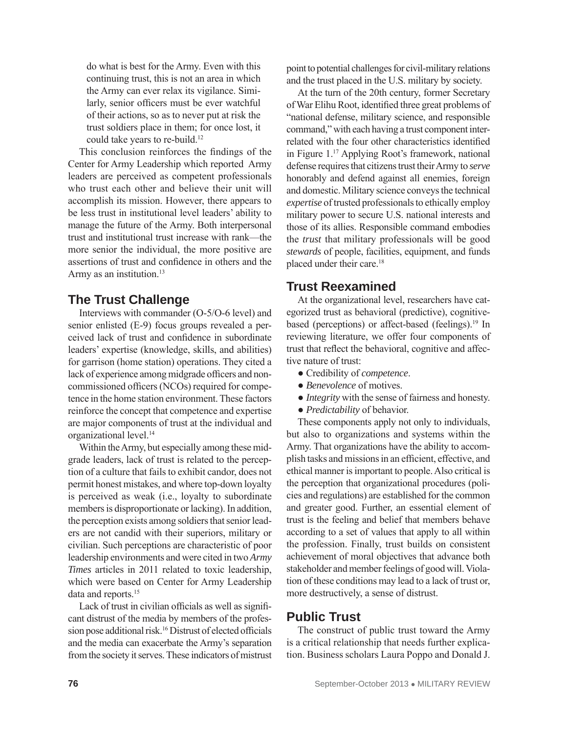> do what is best for the Army. Even with this continuing trust, this is not an area in which the Army can ever relax its vigilance. Similarly, senior officers must be ever watchful of their actions, so as to never put at risk the trust soldiers place in them; for once lost, it could take years to re-build.[12]

This conclusion reinforces the findings of the Center for Army Leadership which reported Army leaders are perceived as competent professionals who trust each other and believe their unit will accomplish its mission. However, there appears to be less trust in institutional level leaders' ability to manage the future of the Army. Both interpersonal trust and institutional trust increase with rank—the more senior the individual, the more positive are assertions of trust and confidence in others and the Army as an institution.[13]

## The Trust Challenge

Interviews with commander (O-5/O-6 level) and senior enlisted (E-9) focus groups revealed a perceived lack of trust and confidence in subordinate leaders' expertise (knowledge, skills, and abilities) for garrison (home station) operations. They cited a lack of experience among midgrade officers and noncommissioned officers (NCOs) required for competence in the home station environment. These factors reinforce the concept that competence and expertise are major components of trust at the individual and organizational level.[14]

Within the Army, but especially among these midgrade leaders, lack of trust is related to the perception of a culture that fails to exhibit candor, does not permit honest mistakes, and where top-down loyalty is perceived as weak (i.e., loyalty to subordinate members is disproportionate or lacking). In addition, the perception exists among soldiers that senior leaders are not candid with their superiors, military or civilian. Such perceptions are characteristic of poor leadership environments and were cited in two *Army Times* articles in 2011 related to toxic leadership, which were based on Center for Army Leadership data and reports.[15]

Lack of trust in civilian officials as well as significant distrust of the media by members of the profession pose additional risk.[16] Distrust of elected officials and the media can exacerbate the Army's separation from the society it serves. These indicators of mistrust point to potential challenges for civil-military relations and the trust placed in the U.S. military by society.

At the turn of the 20th century, former Secretary of War Elihu Root, identified three great problems of "national defense, military science, and responsible command," with each having a trust component interrelated with the four other characteristics identified in Figure 1.[17] Applying Root's framework, national defense requires that citizens trust their Army to *serve* honorably and defend against all enemies, foreign and domestic. Military science conveys the technical *expertise* of trusted professionals to ethically employ military power to secure U.S. national interests and those of its allies. Responsible command embodies the *trust* that military professionals will be good *stewards* of people, facilities, equipment, and funds placed under their care.[18]

## Trust Reexamined

At the organizational level, researchers have categorized trust as behavioral (predictive), cognitive-based (perceptions) or affect-based (feelings).[19] In reviewing literature, we offer four components of trust that reflect the behavioral, cognitive and affective nature of trust:

- Credibility of *competence*.
- *Benevolence* of motives.
- *Integrity* with the sense of fairness and honesty.
- *Predictability* of behavior.

These components apply not only to individuals, but also to organizations and systems within the Army. That organizations have the ability to accomplish tasks and missions in an efficient, effective, and ethical manner is important to people. Also critical is the perception that organizational procedures (policies and regulations) are established for the common and greater good. Further, an essential element of trust is the feeling and belief that members behave according to a set of values that apply to all within the profession. Finally, trust builds on consistent achievement of moral objectives that advance both stakeholder and member feelings of good will. Violation of these conditions may lead to a lack of trust or, more destructively, a sense of distrust.

## Public Trust

The construct of public trust toward the Army is a critical relationship that needs further explication. Business scholars Laura Poppo and Donald J.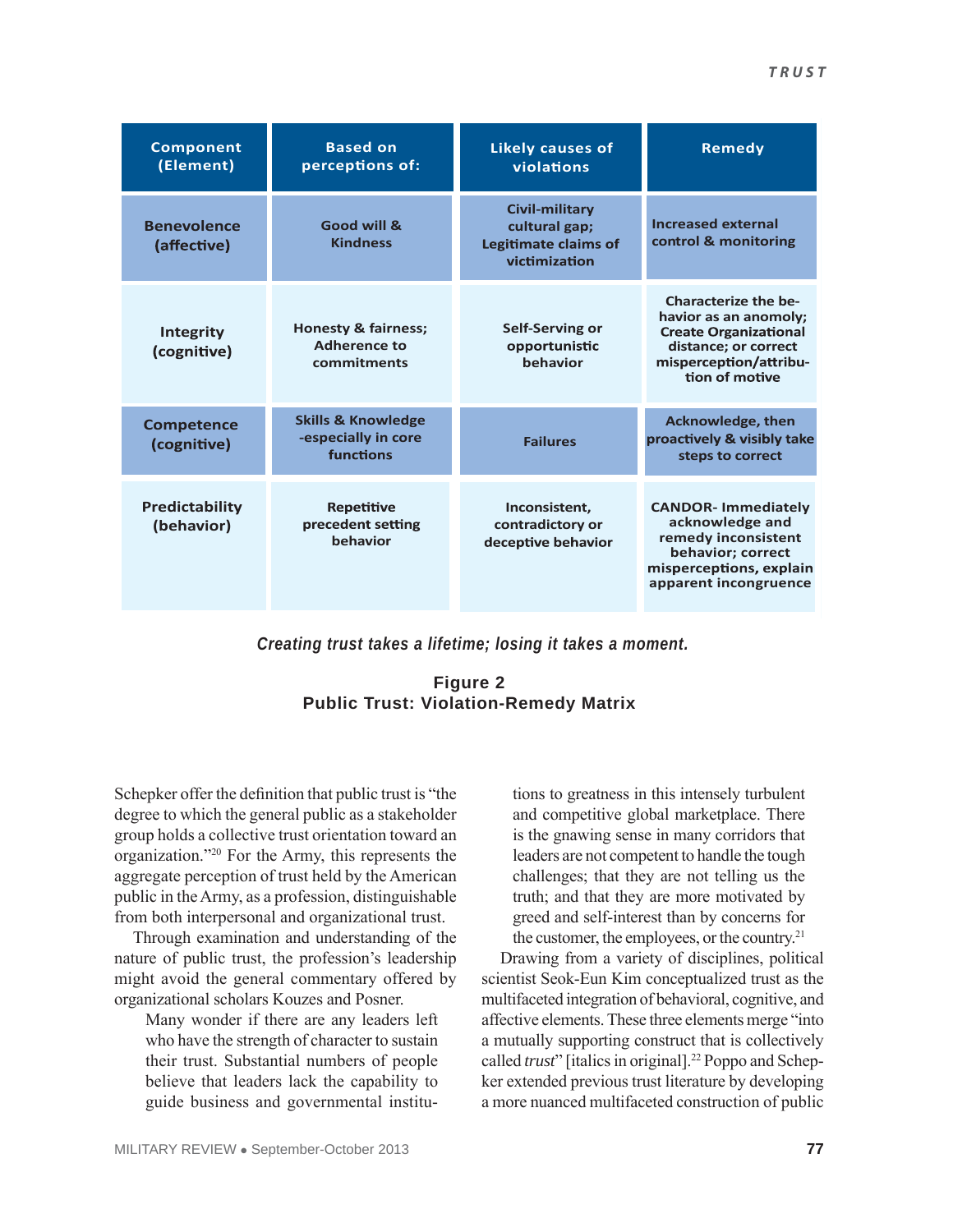| Component (Element) | Based on perceptions of: | Likely causes of violations | Remedy |
| --- | --- | --- | --- |
| Benevolence (affective) | Good will & Kindness | Civil-military cultural gap; Legitimate claims of victimization | Increased external control & monitoring |
| Integrity (cognitive) | Honesty & fairness; Adherence to commitments | Self-Serving or opportunistic behavior | Characterize the behavior as an anomoly; Create Organizational distance; or correct misperception/attribution of motive |
| Competence (cognitive) | Skills & Knowledge -especially in core functions | Failures | Acknowledge, then proactively & visibly take steps to correct |
| Predictability (behavior) | Repetitive precedent setting behavior | Inconsistent, contradictory or deceptive behavior | CANDOR- Immediately acknowledge and remedy inconsistent behavior; correct misperceptions, explain apparent incongruence |

*Creating trust takes a lifetime; losing it takes a moment.*

**Figure 2**
**Public Trust: Violation-Remedy Matrix**

Schepker offer the definition that public trust is "the degree to which the general public as a stakeholder group holds a collective trust orientation toward an organization."[20] For the Army, this represents the aggregate perception of trust held by the American public in the Army, as a profession, distinguishable from both interpersonal and organizational trust.

Through examination and understanding of the nature of public trust, the profession's leadership might avoid the general commentary offered by organizational scholars Kouzes and Posner.

> Many wonder if there are any leaders left who have the strength of character to sustain their trust. Substantial numbers of people believe that leaders lack the capability to guide business and governmental institutions to greatness in this intensely turbulent and competitive global marketplace. There is the gnawing sense in many corridors that leaders are not competent to handle the tough challenges; that they are not telling us the truth; and that they are more motivated by greed and self-interest than by concerns for the customer, the employees, or the country.[21]

Drawing from a variety of disciplines, political scientist Seok-Eun Kim conceptualized trust as the multifaceted integration of behavioral, cognitive, and affective elements. These three elements merge "into a mutually supporting construct that is collectively called *trust*" [italics in original].[22] Poppo and Schepker extended previous trust literature by developing a more nuanced multifaceted construction of public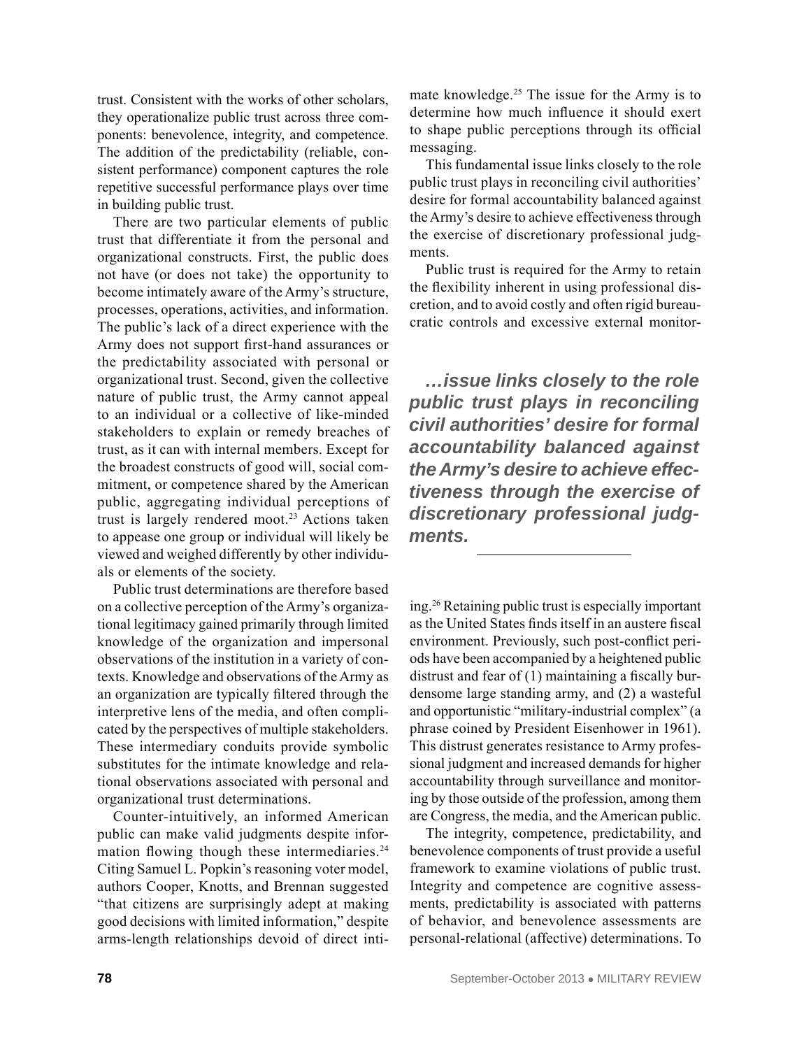trust. Consistent with the works of other scholars, they operationalize public trust across three components: benevolence, integrity, and competence. The addition of the predictability (reliable, consistent performance) component captures the role repetitive successful performance plays over time in building public trust.

There are two particular elements of public trust that differentiate it from the personal and organizational constructs. First, the public does not have (or does not take) the opportunity to become intimately aware of the Army's structure, processes, operations, activities, and information. The public's lack of a direct experience with the Army does not support first-hand assurances or the predictability associated with personal or organizational trust. Second, given the collective nature of public trust, the Army cannot appeal to an individual or a collective of like-minded stakeholders to explain or remedy breaches of trust, as it can with internal members. Except for the broadest constructs of good will, social commitment, or competence shared by the American public, aggregating individual perceptions of trust is largely rendered moot.[23] Actions taken to appease one group or individual will likely be viewed and weighed differently by other individuals or elements of the society.

Public trust determinations are therefore based on a collective perception of the Army's organizational legitimacy gained primarily through limited knowledge of the organization and impersonal observations of the institution in a variety of contexts. Knowledge and observations of the Army as an organization are typically filtered through the interpretive lens of the media, and often complicated by the perspectives of multiple stakeholders. These intermediary conduits provide symbolic substitutes for the intimate knowledge and relational observations associated with personal and organizational trust determinations.

Counter-intuitively, an informed American public can make valid judgments despite information flowing though these intermediaries.[24] Citing Samuel L. Popkin's reasoning voter model, authors Cooper, Knotts, and Brennan suggested "that citizens are surprisingly adept at making good decisions with limited information," despite arms-length relationships devoid of direct intimate knowledge.[25] The issue for the Army is to determine how much influence it should exert to shape public perceptions through its official messaging.

This fundamental issue links closely to the role public trust plays in reconciling civil authorities' desire for formal accountability balanced against the Army's desire to achieve effectiveness through the exercise of discretionary professional judgments.

Public trust is required for the Army to retain the flexibility inherent in using professional discretion, and to avoid costly and often rigid bureaucratic controls and excessive external monitoring.[26] Retaining public trust is especially important as the United States finds itself in an austere fiscal environment. Previously, such post-conflict periods have been accompanied by a heightened public distrust and fear of (1) maintaining a fiscally burdensome large standing army, and (2) a wasteful and opportunistic "military-industrial complex" (a phrase coined by President Eisenhower in 1961). This distrust generates resistance to Army professional judgment and increased demands for higher accountability through surveillance and monitoring by those outside of the profession, among them are Congress, the media, and the American public.

> ***…issue links closely to the role public trust plays in reconciling civil authorities' desire for formal accountability balanced against the Army's desire to achieve effectiveness through the exercise of discretionary professional judgments.***

The integrity, competence, predictability, and benevolence components of trust provide a useful framework to examine violations of public trust. Integrity and competence are cognitive assessments, predictability is associated with patterns of behavior, and benevolence assessments are personal-relational (affective) determinations. To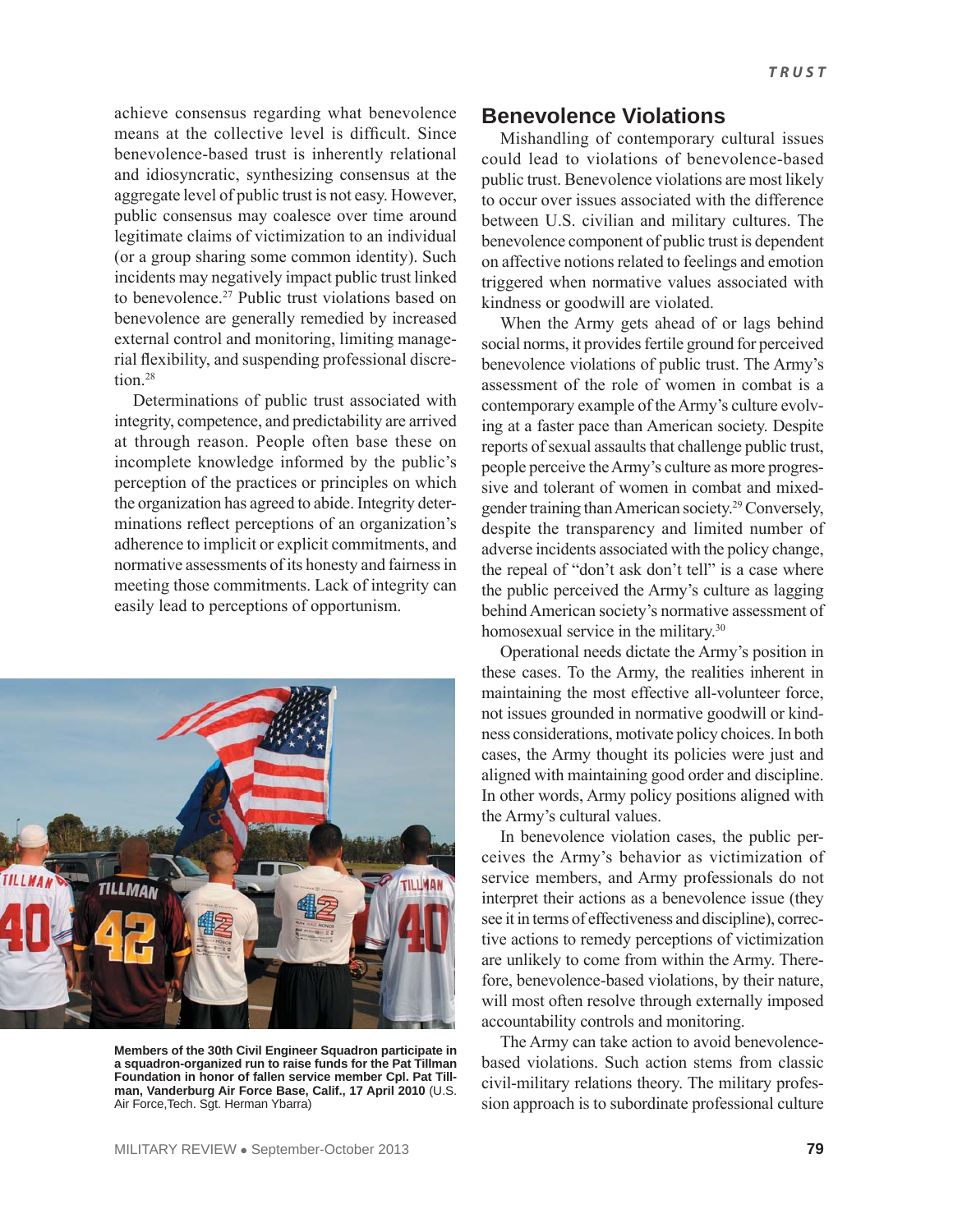achieve consensus regarding what benevolence means at the collective level is difficult. Since benevolence-based trust is inherently relational and idiosyncratic, synthesizing consensus at the aggregate level of public trust is not easy. However, public consensus may coalesce over time around legitimate claims of victimization to an individual (or a group sharing some common identity). Such incidents may negatively impact public trust linked to benevolence.[27] Public trust violations based on benevolence are generally remedied by increased external control and monitoring, limiting managerial flexibility, and suspending professional discretion.[28]

Determinations of public trust associated with integrity, competence, and predictability are arrived at through reason. People often base these on incomplete knowledge informed by the public's perception of the practices or principles on which the organization has agreed to abide. Integrity determinations reflect perceptions of an organization's adherence to implicit or explicit commitments, and normative assessments of its honesty and fairness in meeting those commitments. Lack of integrity can easily lead to perceptions of opportunism.

**Members of the 30th Civil Engineer Squadron participate in a squadron-organized run to raise funds for the Pat Tillman Foundation in honor of fallen service member Cpl. Pat Tillman, Vanderburg Air Force Base, Calif., 17 April 2010** (U.S. Air Force,Tech. Sgt. Herman Ybarra)

## Benevolence Violations

Mishandling of contemporary cultural issues could lead to violations of benevolence-based public trust. Benevolence violations are most likely to occur over issues associated with the difference between U.S. civilian and military cultures. The benevolence component of public trust is dependent on affective notions related to feelings and emotion triggered when normative values associated with kindness or goodwill are violated.

When the Army gets ahead of or lags behind social norms, it provides fertile ground for perceived benevolence violations of public trust. The Army's assessment of the role of women in combat is a contemporary example of the Army's culture evolving at a faster pace than American society. Despite reports of sexual assaults that challenge public trust, people perceive the Army's culture as more progressive and tolerant of women in combat and mixed-gender training than American society.[29] Conversely, despite the transparency and limited number of adverse incidents associated with the policy change, the repeal of "don't ask don't tell" is a case where the public perceived the Army's culture as lagging behind American society's normative assessment of homosexual service in the military.[30]

Operational needs dictate the Army's position in these cases. To the Army, the realities inherent in maintaining the most effective all-volunteer force, not issues grounded in normative goodwill or kindness considerations, motivate policy choices. In both cases, the Army thought its policies were just and aligned with maintaining good order and discipline. In other words, Army policy positions aligned with the Army's cultural values.

In benevolence violation cases, the public perceives the Army's behavior as victimization of service members, and Army professionals do not interpret their actions as a benevolence issue (they see it in terms of effectiveness and discipline), corrective actions to remedy perceptions of victimization are unlikely to come from within the Army. Therefore, benevolence-based violations, by their nature, will most often resolve through externally imposed accountability controls and monitoring.

The Army can take action to avoid benevolence-based violations. Such action stems from classic civil-military relations theory. The military profession approach is to subordinate professional culture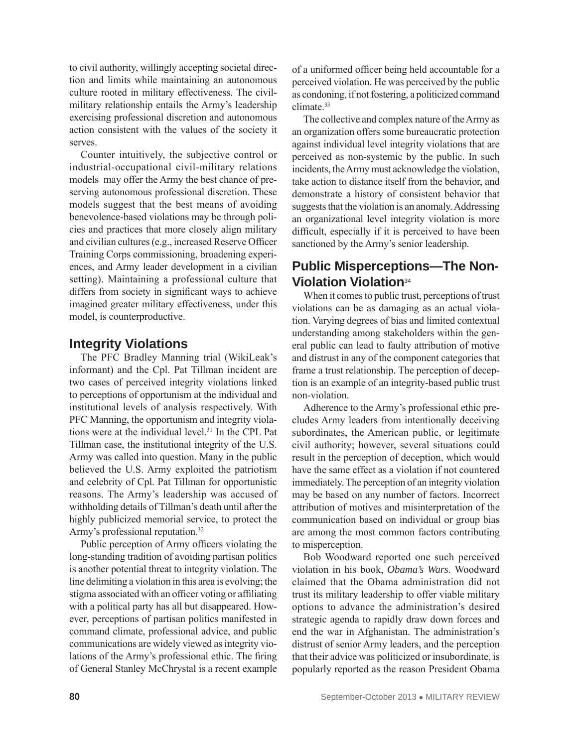to civil authority, willingly accepting societal direction and limits while maintaining an autonomous culture rooted in military effectiveness. The civil-military relationship entails the Army's leadership exercising professional discretion and autonomous action consistent with the values of the society it serves.

Counter intuitively, the subjective control or industrial-occupational civil-military relations models may offer the Army the best chance of preserving autonomous professional discretion. These models suggest that the best means of avoiding benevolence-based violations may be through policies and practices that more closely align military and civilian cultures (e.g., increased Reserve Officer Training Corps commissioning, broadening experiences, and Army leader development in a civilian setting). Maintaining a professional culture that differs from society in significant ways to achieve imagined greater military effectiveness, under this model, is counterproductive.

## Integrity Violations

The PFC Bradley Manning trial (WikiLeak's informant) and the Cpl. Pat Tillman incident are two cases of perceived integrity violations linked to perceptions of opportunism at the individual and institutional levels of analysis respectively. With PFC Manning, the opportunism and integrity violations were at the individual level.[31] In the CPL Pat Tillman case, the institutional integrity of the U.S. Army was called into question. Many in the public believed the U.S. Army exploited the patriotism and celebrity of Cpl. Pat Tillman for opportunistic reasons. The Army's leadership was accused of withholding details of Tillman's death until after the highly publicized memorial service, to protect the Army's professional reputation.[32]

Public perception of Army officers violating the long-standing tradition of avoiding partisan politics is another potential threat to integrity violation. The line delimiting a violation in this area is evolving; the stigma associated with an officer voting or affiliating with a political party has all but disappeared. However, perceptions of partisan politics manifested in command climate, professional advice, and public communications are widely viewed as integrity violations of the Army's professional ethic. The firing of General Stanley McChrystal is a recent example of a uniformed officer being held accountable for a perceived violation. He was perceived by the public as condoning, if not fostering, a politicized command climate.[33]

The collective and complex nature of the Army as an organization offers some bureaucratic protection against individual level integrity violations that are perceived as non-systemic by the public. In such incidents, the Army must acknowledge the violation, take action to distance itself from the behavior, and demonstrate a history of consistent behavior that suggests that the violation is an anomaly. Addressing an organizational level integrity violation is more difficult, especially if it is perceived to have been sanctioned by the Army's senior leadership.

## Public Misperceptions—The Non-Violation Violation[34]

When it comes to public trust, perceptions of trust violations can be as damaging as an actual violation. Varying degrees of bias and limited contextual understanding among stakeholders within the general public can lead to faulty attribution of motive and distrust in any of the component categories that frame a trust relationship. The perception of deception is an example of an integrity-based public trust non-violation.

Adherence to the Army's professional ethic precludes Army leaders from intentionally deceiving subordinates, the American public, or legitimate civil authority; however, several situations could result in the perception of deception, which would have the same effect as a violation if not countered immediately. The perception of an integrity violation may be based on any number of factors. Incorrect attribution of motives and misinterpretation of the communication based on individual or group bias are among the most common factors contributing to misperception.

Bob Woodward reported one such perceived violation in his book, *Obama's Wars*. Woodward claimed that the Obama administration did not trust its military leadership to offer viable military options to advance the administration's desired strategic agenda to rapidly draw down forces and end the war in Afghanistan. The administration's distrust of senior Army leaders, and the perception that their advice was politicized or insubordinate, is popularly reported as the reason President Obama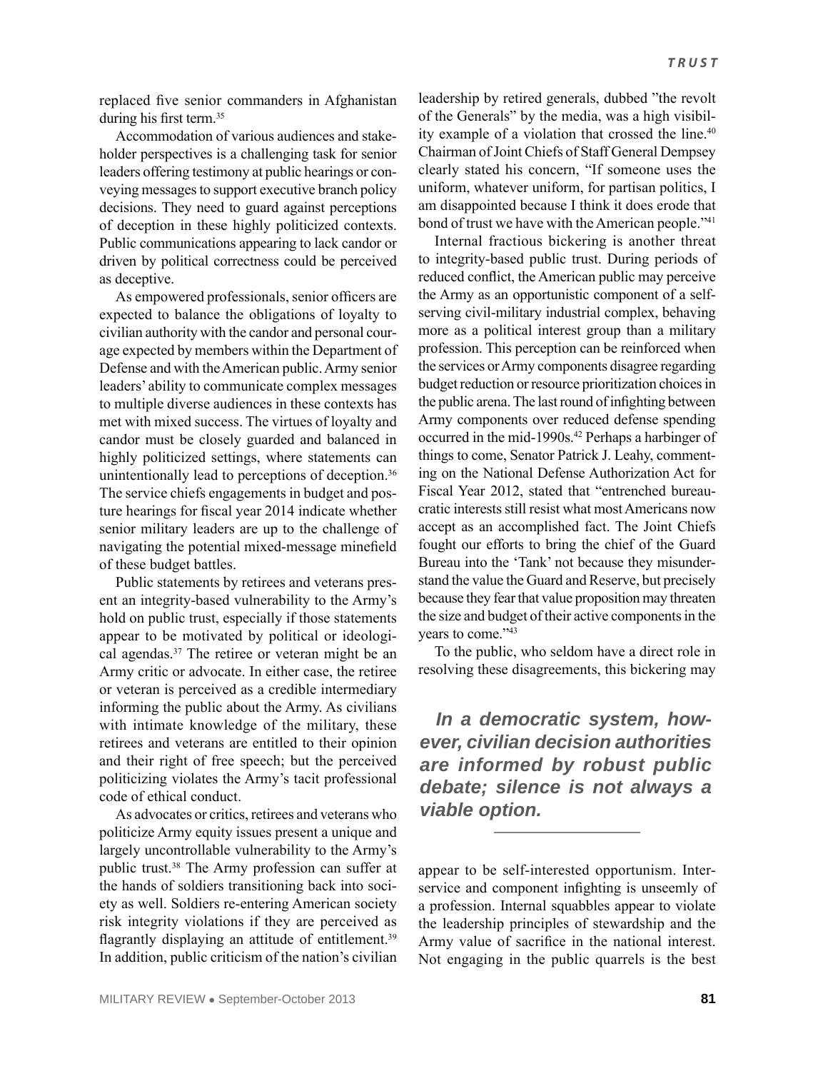replaced five senior commanders in Afghanistan during his first term.[35]

Accommodation of various audiences and stakeholder perspectives is a challenging task for senior leaders offering testimony at public hearings or conveying messages to support executive branch policy decisions. They need to guard against perceptions of deception in these highly politicized contexts. Public communications appearing to lack candor or driven by political correctness could be perceived as deceptive.

As empowered professionals, senior officers are expected to balance the obligations of loyalty to civilian authority with the candor and personal courage expected by members within the Department of Defense and with the American public. Army senior leaders' ability to communicate complex messages to multiple diverse audiences in these contexts has met with mixed success. The virtues of loyalty and candor must be closely guarded and balanced in highly politicized settings, where statements can unintentionally lead to perceptions of deception.[36] The service chiefs engagements in budget and posture hearings for fiscal year 2014 indicate whether senior military leaders are up to the challenge of navigating the potential mixed-message minefield of these budget battles.

Public statements by retirees and veterans present an integrity-based vulnerability to the Army's hold on public trust, especially if those statements appear to be motivated by political or ideological agendas.[37] The retiree or veteran might be an Army critic or advocate. In either case, the retiree or veteran is perceived as a credible intermediary informing the public about the Army. As civilians with intimate knowledge of the military, these retirees and veterans are entitled to their opinion and their right of free speech; but the perceived politicizing violates the Army's tacit professional code of ethical conduct.

As advocates or critics, retirees and veterans who politicize Army equity issues present a unique and largely uncontrollable vulnerability to the Army's public trust.[38] The Army profession can suffer at the hands of soldiers transitioning back into society as well. Soldiers re-entering American society risk integrity violations if they are perceived as flagrantly displaying an attitude of entitlement.[39] In addition, public criticism of the nation's civilian leadership by retired generals, dubbed "the revolt of the Generals" by the media, was a high visibility example of a violation that crossed the line.[40] Chairman of Joint Chiefs of Staff General Dempsey clearly stated his concern, "If someone uses the uniform, whatever uniform, for partisan politics, I am disappointed because I think it does erode that bond of trust we have with the American people."[41]

Internal fractious bickering is another threat to integrity-based public trust. During periods of reduced conflict, the American public may perceive the Army as an opportunistic component of a self-serving civil-military industrial complex, behaving more as a political interest group than a military profession. This perception can be reinforced when the services or Army components disagree regarding budget reduction or resource prioritization choices in the public arena. The last round of infighting between Army components over reduced defense spending occurred in the mid-1990s.[42] Perhaps a harbinger of things to come, Senator Patrick J. Leahy, commenting on the National Defense Authorization Act for Fiscal Year 2012, stated that "entrenched bureaucratic interests still resist what most Americans now accept as an accomplished fact. The Joint Chiefs fought our efforts to bring the chief of the Guard Bureau into the 'Tank' not because they misunderstand the value the Guard and Reserve, but precisely because they fear that value proposition may threaten the size and budget of their active components in the years to come."[43]

To the public, who seldom have a direct role in resolving these disagreements, this bickering may appear to be self-interested opportunism. Interservice and component infighting is unseemly of a profession. Internal squabbles appear to violate the leadership principles of stewardship and the Army value of sacrifice in the national interest. Not engaging in the public quarrels is the best

***In a democratic system, however, civilian decision authorities are informed by robust public debate; silence is not always a viable option.***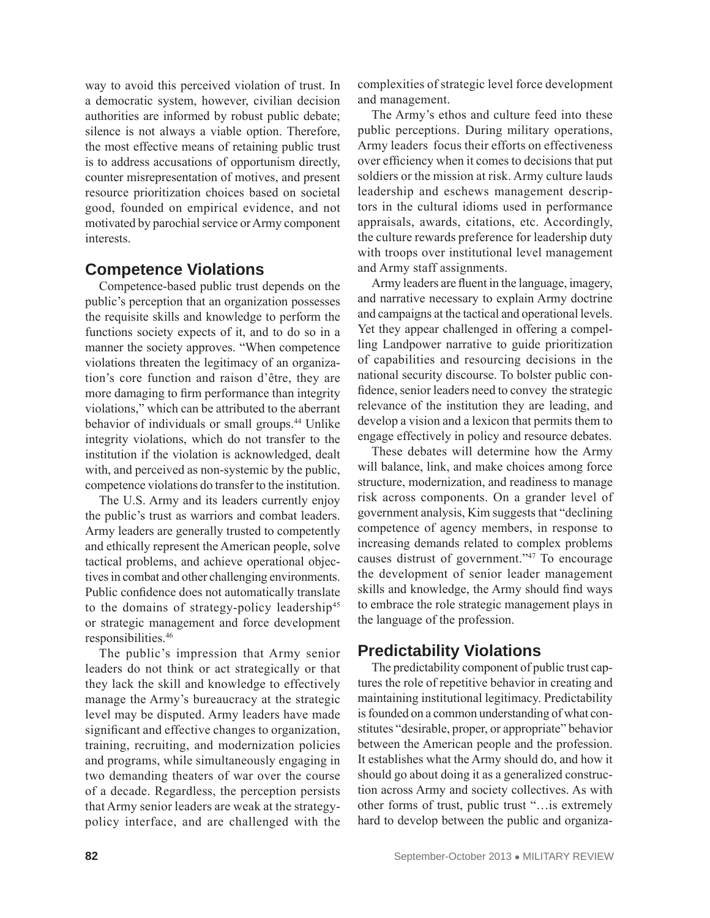way to avoid this perceived violation of trust. In a democratic system, however, civilian decision authorities are informed by robust public debate; silence is not always a viable option. Therefore, the most effective means of retaining public trust is to address accusations of opportunism directly, counter misrepresentation of motives, and present resource prioritization choices based on societal good, founded on empirical evidence, and not motivated by parochial service or Army component interests.

## Competence Violations

Competence-based public trust depends on the public's perception that an organization possesses the requisite skills and knowledge to perform the functions society expects of it, and to do so in a manner the society approves. "When competence violations threaten the legitimacy of an organization's core function and raison d'être, they are more damaging to firm performance than integrity violations," which can be attributed to the aberrant behavior of individuals or small groups.[44] Unlike integrity violations, which do not transfer to the institution if the violation is acknowledged, dealt with, and perceived as non-systemic by the public, competence violations do transfer to the institution.

The U.S. Army and its leaders currently enjoy the public's trust as warriors and combat leaders. Army leaders are generally trusted to competently and ethically represent the American people, solve tactical problems, and achieve operational objectives in combat and other challenging environments. Public confidence does not automatically translate to the domains of strategy-policy leadership[45] or strategic management and force development responsibilities.[46]

The public's impression that Army senior leaders do not think or act strategically or that they lack the skill and knowledge to effectively manage the Army's bureaucracy at the strategic level may be disputed. Army leaders have made significant and effective changes to organization, training, recruiting, and modernization policies and programs, while simultaneously engaging in two demanding theaters of war over the course of a decade. Regardless, the perception persists that Army senior leaders are weak at the strategy-policy interface, and are challenged with the complexities of strategic level force development and management.

The Army's ethos and culture feed into these public perceptions. During military operations, Army leaders focus their efforts on effectiveness over efficiency when it comes to decisions that put soldiers or the mission at risk. Army culture lauds leadership and eschews management descriptors in the cultural idioms used in performance appraisals, awards, citations, etc. Accordingly, the culture rewards preference for leadership duty with troops over institutional level management and Army staff assignments.

Army leaders are fluent in the language, imagery, and narrative necessary to explain Army doctrine and campaigns at the tactical and operational levels. Yet they appear challenged in offering a compelling Landpower narrative to guide prioritization of capabilities and resourcing decisions in the national security discourse. To bolster public confidence, senior leaders need to convey the strategic relevance of the institution they are leading, and develop a vision and a lexicon that permits them to engage effectively in policy and resource debates.

These debates will determine how the Army will balance, link, and make choices among force structure, modernization, and readiness to manage risk across components. On a grander level of government analysis, Kim suggests that "declining competence of agency members, in response to increasing demands related to complex problems causes distrust of government."[47] To encourage the development of senior leader management skills and knowledge, the Army should find ways to embrace the role strategic management plays in the language of the profession.

## Predictability Violations

The predictability component of public trust captures the role of repetitive behavior in creating and maintaining institutional legitimacy. Predictability is founded on a common understanding of what constitutes "desirable, proper, or appropriate" behavior between the American people and the profession. It establishes what the Army should do, and how it should go about doing it as a generalized construction across Army and society collectives. As with other forms of trust, public trust "…is extremely hard to develop between the public and organiza-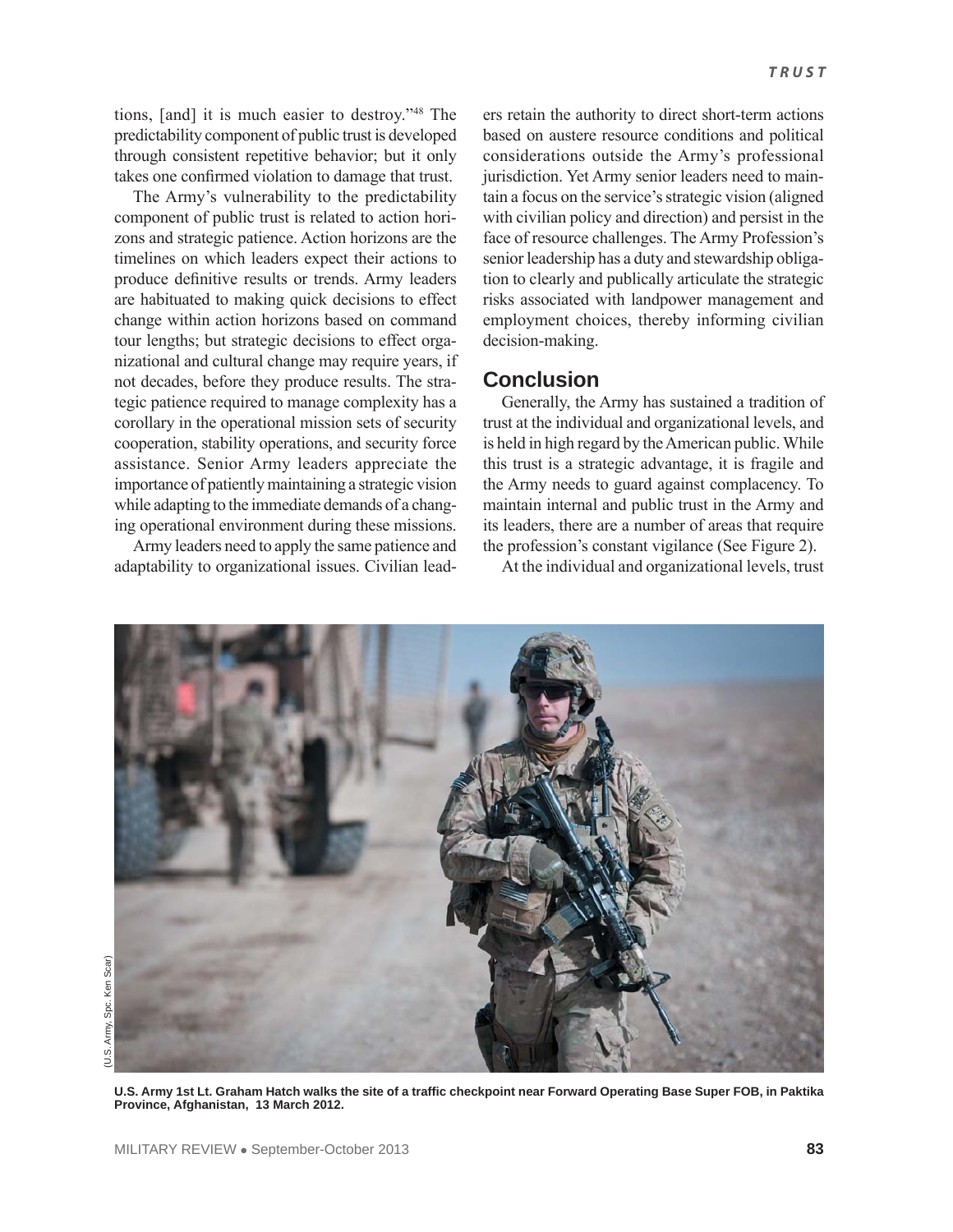tions, [and] it is much easier to destroy."[48] The predictability component of public trust is developed through consistent repetitive behavior; but it only takes one confirmed violation to damage that trust.

The Army's vulnerability to the predictability component of public trust is related to action horizons and strategic patience. Action horizons are the timelines on which leaders expect their actions to produce definitive results or trends. Army leaders are habituated to making quick decisions to effect change within action horizons based on command tour lengths; but strategic decisions to effect organizational and cultural change may require years, if not decades, before they produce results. The strategic patience required to manage complexity has a corollary in the operational mission sets of security cooperation, stability operations, and security force assistance. Senior Army leaders appreciate the importance of patiently maintaining a strategic vision while adapting to the immediate demands of a changing operational environment during these missions.

Army leaders need to apply the same patience and adaptability to organizational issues. Civilian leaders retain the authority to direct short-term actions based on austere resource conditions and political considerations outside the Army's professional jurisdiction. Yet Army senior leaders need to maintain a focus on the service's strategic vision (aligned with civilian policy and direction) and persist in the face of resource challenges. The Army Profession's senior leadership has a duty and stewardship obligation to clearly and publically articulate the strategic risks associated with landpower management and employment choices, thereby informing civilian decision-making.

## Conclusion

Generally, the Army has sustained a tradition of trust at the individual and organizational levels, and is held in high regard by the American public. While this trust is a strategic advantage, it is fragile and the Army needs to guard against complacency. To maintain internal and public trust in the Army and its leaders, there are a number of areas that require the profession's constant vigilance (See Figure 2).

At the individual and organizational levels, trust

(U.S. Army, Spc. Ken Scar)

**U.S. Army 1st Lt. Graham Hatch walks the site of a traffic checkpoint near Forward Operating Base Super FOB, in Paktika Province, Afghanistan, 13 March 2012.**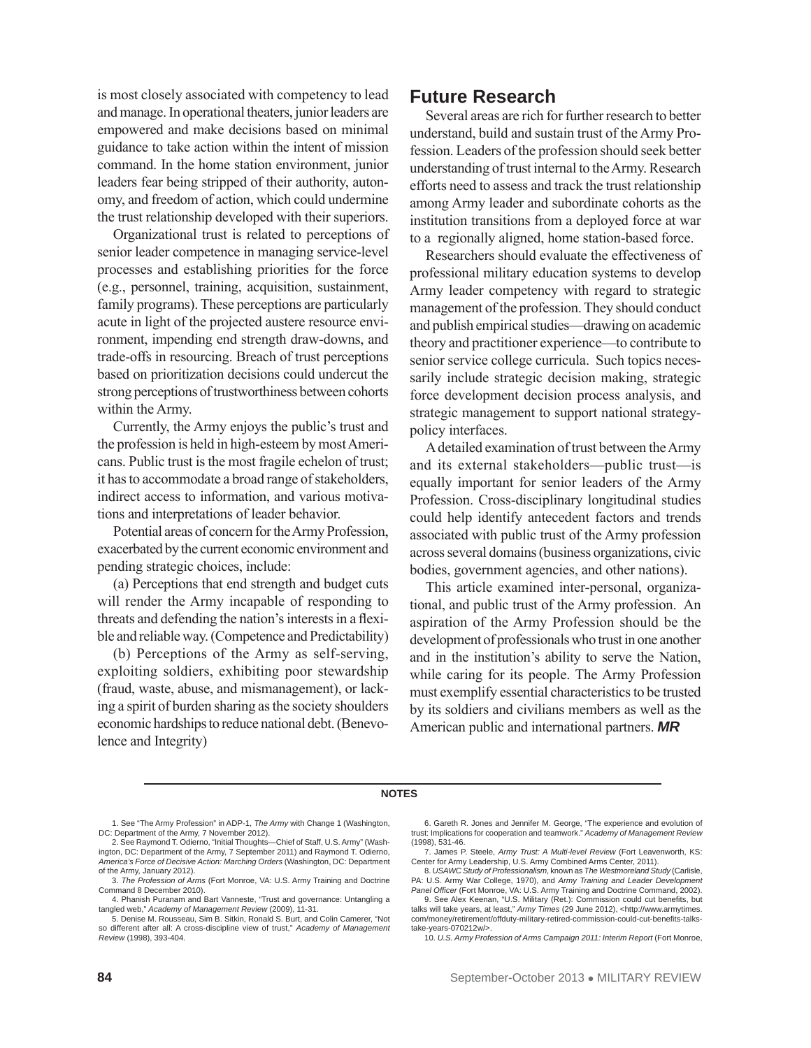is most closely associated with competency to lead and manage. In operational theaters, junior leaders are empowered and make decisions based on minimal guidance to take action within the intent of mission command. In the home station environment, junior leaders fear being stripped of their authority, autonomy, and freedom of action, which could undermine the trust relationship developed with their superiors.

Organizational trust is related to perceptions of senior leader competence in managing service-level processes and establishing priorities for the force (e.g., personnel, training, acquisition, sustainment, family programs). These perceptions are particularly acute in light of the projected austere resource environment, impending end strength draw-downs, and trade-offs in resourcing. Breach of trust perceptions based on prioritization decisions could undercut the strong perceptions of trustworthiness between cohorts within the Army.

Currently, the Army enjoys the public's trust and the profession is held in high-esteem by most Americans. Public trust is the most fragile echelon of trust; it has to accommodate a broad range of stakeholders, indirect access to information, and various motivations and interpretations of leader behavior.

Potential areas of concern for the Army Profession, exacerbated by the current economic environment and pending strategic choices, include:

(a) Perceptions that end strength and budget cuts will render the Army incapable of responding to threats and defending the nation's interests in a flexible and reliable way. (Competence and Predictability)

(b) Perceptions of the Army as self-serving, exploiting soldiers, exhibiting poor stewardship (fraud, waste, abuse, and mismanagement), or lacking a spirit of burden sharing as the society shoulders economic hardships to reduce national debt. (Benevolence and Integrity)

## Future Research

Several areas are rich for further research to better understand, build and sustain trust of the Army Profession. Leaders of the profession should seek better understanding of trust internal to the Army. Research efforts need to assess and track the trust relationship among Army leader and subordinate cohorts as the institution transitions from a deployed force at war to a regionally aligned, home station-based force.

Researchers should evaluate the effectiveness of professional military education systems to develop Army leader competency with regard to strategic management of the profession. They should conduct and publish empirical studies—drawing on academic theory and practitioner experience—to contribute to senior service college curricula. Such topics necessarily include strategic decision making, strategic force development decision process analysis, and strategic management to support national strategy-policy interfaces.

A detailed examination of trust between the Army and its external stakeholders—public trust—is equally important for senior leaders of the Army Profession. Cross-disciplinary longitudinal studies could help identify antecedent factors and trends associated with public trust of the Army profession across several domains (business organizations, civic bodies, government agencies, and other nations).

This article examined inter-personal, organizational, and public trust of the Army profession. An aspiration of the Army Profession should be the development of professionals who trust in one another and in the institution's ability to serve the Nation, while caring for its people. The Army Profession must exemplify essential characteristics to be trusted by its soldiers and civilians members as well as the American public and international partners. ***MR***

---

**NOTES**

1. See "The Army Profession" in ADP-1, *The Army* with Change 1 (Washington, DC: Department of the Army, 7 November 2012).

2. See Raymond T. Odierno, "Initial Thoughts—Chief of Staff, U.S. Army" (Washington, DC: Department of the Army, 7 September 2011) and Raymond T. Odierno, *America's Force of Decisive Action: Marching Orders* (Washington, DC: Department of the Army, January 2012).

3. *The Profession of Arms* (Fort Monroe, VA: U.S. Army Training and Doctrine Command 8 December 2010).

4. Phanish Puranam and Bart Vanneste, "Trust and governance: Untangling a tangled web," *Academy of Management Review* (2009), 11-31.

5. Denise M. Rousseau, Sim B. Sitkin, Ronald S. Burt, and Colin Camerer, "Not so different after all: A cross-discipline view of trust," *Academy of Management Review* (1998), 393-404.

6. Gareth R. Jones and Jennifer M. George, "The experience and evolution of trust: Implications for cooperation and teamwork." *Academy of Management Review* (1998), 531-46.

7. James P. Steele, *Army Trust: A Multi-level Review* (Fort Leavenworth, KS: Center for Army Leadership, U.S. Army Combined Arms Center, 2011).

8. *USAWC Study of Professionalism*, known as *The Westmoreland Study* (Carlisle, PA: U.S. Army War College, 1970), and *Army Training and Leader Development Panel Officer* (Fort Monroe, VA: U.S. Army Training and Doctrine Command, 2002).

9. See Alex Keenan, "U.S. Military (Ret.): Commission could cut benefits, but talks will take years, at least," *Army Times* (29 June 2012), <http://www.armytimes.com/money/retirement/offduty-military-retired-commission-could-cut-benefits-talks-take-years-070212w/>.

10. *U.S. Army Profession of Arms Campaign 2011: Interim Report* (Fort Monroe,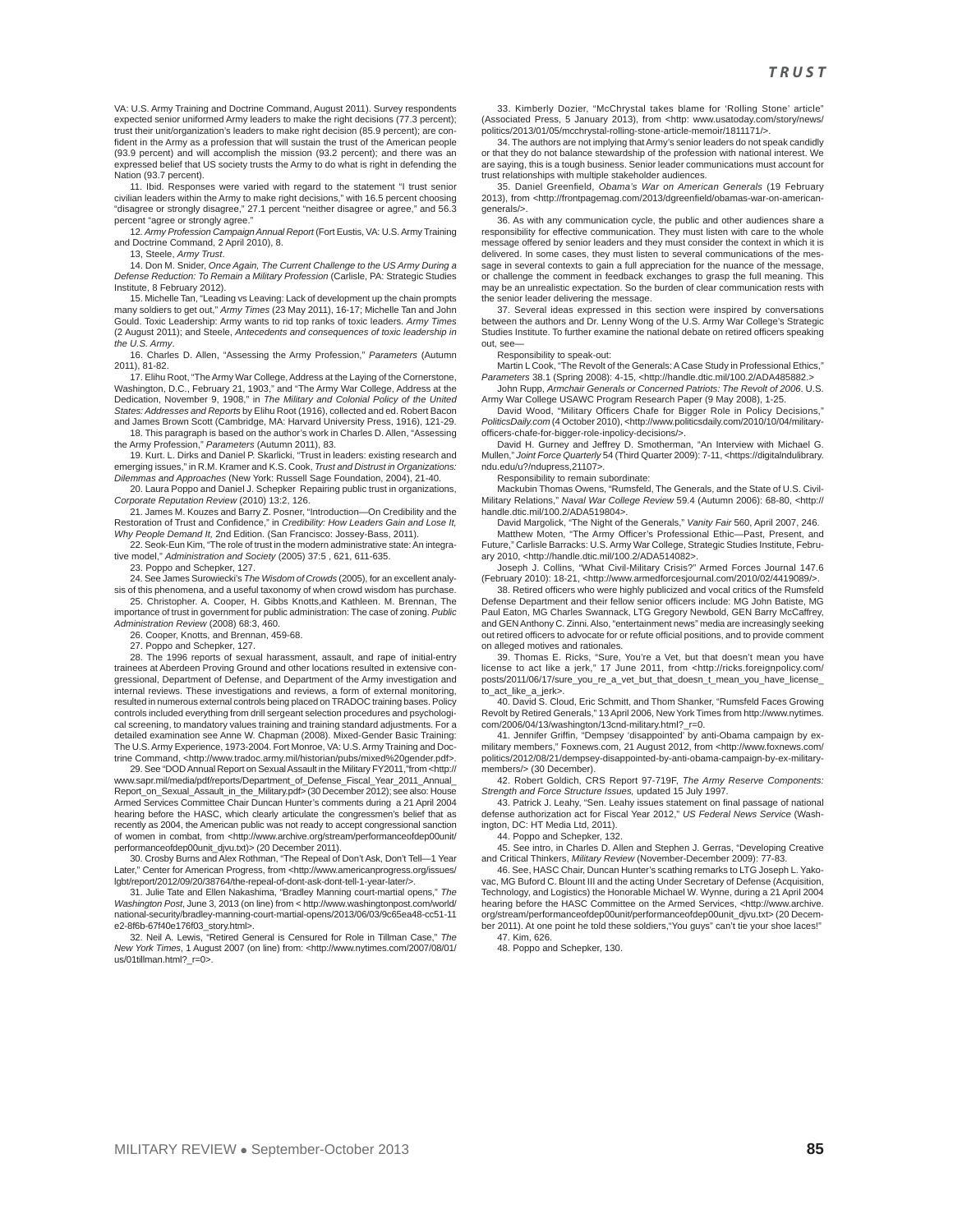VA: U.S. Army Training and Doctrine Command, August 2011). Survey respondents expected senior uniformed Army leaders to make the right decisions (77.3 percent); trust their unit/organization's leaders to make right decision (85.9 percent); are confident in the Army as a profession that will sustain the trust of the American people (93.9 percent) and will accomplish the mission (93.2 percent); and there was an expressed belief that US society trusts the Army to do what is right in defending the Nation (93.7 percent).

11. Ibid. Responses were varied with regard to the statement "I trust senior civilian leaders within the Army to make right decisions," with 16.5 percent choosing "disagree or strongly disagree," 27.1 percent "neither disagree or agree," and 56.3 percent "agree or strongly agree."

12. *Army Profession Campaign Annual Report* (Fort Eustis, VA: U.S. Army Training and Doctrine Command, 2 April 2010), 8.

13, Steele, *Army Trust*.

14. Don M. Snider, *Once Again, The Current Challenge to the US Army During a Defense Reduction: To Remain a Military Profession* (Carlisle, PA: Strategic Studies Institute, 8 February 2012).

15. Michelle Tan, "Leading vs Leaving: Lack of development up the chain prompts many soldiers to get out," *Army Times* (23 May 2011), 16-17; Michelle Tan and John Gould. Toxic Leadership: Army wants to rid top ranks of toxic leaders. *Army Times* (2 August 2011); and Steele, *Antecedents and consequences of toxic leadership in the U.S. Army*.

16. Charles D. Allen, "Assessing the Army Profession," *Parameters* (Autumn 2011), 81-82.

17. Elihu Root, "The Army War College, Address at the Laying of the Cornerstone, Washington, D.C., February 21, 1903," and "The Army War College, Address at the Dedication, November 9, 1908," in *The Military and Colonial Policy of the United States: Addresses and Reports* by Elihu Root (1916), collected and ed. Robert Bacon and James Brown Scott (Cambridge, MA: Harvard University Press, 1916), 121-29.

18. This paragraph is based on the author's work in Charles D. Allen, "Assessing the Army Profession," *Parameters* (Autumn 2011), 83.

19. Kurt. L. Dirks and Daniel P. Skarlicki, "Trust in leaders: existing research and emerging issues," in R.M. Kramer and K.S. Cook, *Trust and Distrust in Organizations: Dilemmas and Approaches* (New York: Russell Sage Foundation, 2004), 21-40.

20. Laura Poppo and Daniel J. Schepker Repairing public trust in organizations, *Corporate Reputation Review* (2010) 13:2, 126.

21. James M. Kouzes and Barry Z. Posner, "Introduction—On Credibility and the Restoration of Trust and Confidence," in *Credibility: How Leaders Gain and Lose It, Why People Demand It,* 2nd Edition. (San Francisco: Jossey-Bass, 2011).

22. Seok-Eun Kim, "The role of trust in the modern administrative state: An integrative model," *Administration and Society* (2005) 37:5 , 621, 611-635.

23. Poppo and Schepker, 127.

24. See James Surowiecki's *The Wisdom of Crowds* (2005), for an excellent analysis of this phenomena, and a useful taxonomy of when crowd wisdom has purchase.

25. Christopher. A. Cooper, H. Gibbs Knotts,and Kathleen. M. Brennan, The importance of trust in government for public administration: The case of zoning. *Public Administration Review* (2008) 68:3, 460.

26. Cooper, Knotts, and Brennan, 459-68.

27. Poppo and Schepker, 127.

28. The 1996 reports of sexual harassment, assault, and rape of initial-entry trainees at Aberdeen Proving Ground and other locations resulted in extensive congressional, Department of Defense, and Department of the Army investigation and internal reviews. These investigations and reviews, a form of external monitoring, resulted in numerous external controls being placed on TRADOC training bases. Policy controls included everything from drill sergeant selection procedures and psychological screening, to mandatory values training and training standard adjustments. For a detailed examination see Anne W. Chapman (2008). Mixed-Gender Basic Training: The U.S. Army Experience, 1973-2004. Fort Monroe, VA: U.S. Army Training and Doctrine Command, <http://www.tradoc.army.mil/historian/pubs/mixed%20gender.pdf>.

29. See "DOD Annual Report on Sexual Assault in the Military FY2011,"from <http://www.sapr.mil/media/pdf/reports/Department_of_Defense_Fiscal_Year_2011_Annual_Report_on_Sexual_Assault_in_the_Military.pdf> (30 December 2012); see also: House Armed Services Committee Chair Duncan Hunter's comments during a 21 April 2004 hearing before the HASC, which clearly articulate the congressmen's belief that as recently as 2004, the American public was not ready to accept congressional sanction of women in combat, from <http://www.archive.org/stream/performanceofdep00unit/performanceofdep00unit_djvu.txt)> (20 December 2011).

30. Crosby Burns and Alex Rothman, "The Repeal of Don't Ask, Don't Tell—1 Year Later," Center for American Progress, from <http://www.americanprogress.org/issues/lgbt/report/2012/09/20/38764/the-repeal-of-dont-ask-dont-tell-1-year-later/>.

31. Julie Tate and Ellen Nakashima, "Bradley Manning court-martial opens," *The Washington Post*, June 3, 2013 (on line) from < http://www.washingtonpost.com/world/national-security/bradley-manning-court-martial-opens/2013/06/03/9c65ea48-cc51-11e2-8f6b-67f40e176f03_story.html>.

32. Neil A. Lewis, "Retired General is Censured for Role in Tillman Case," *The New York Times*, 1 August 2007 (on line) from: <http://www.nytimes.com/2007/08/01/us/01tillman.html?_r=0>.

33. Kimberly Dozier, "McChrystal takes blame for 'Rolling Stone' article" (Associated Press, 5 January 2013), from <http: www.usatoday.com/story/news/politics/2013/01/05/mcchrystal-rolling-stone-article-memoir/1811171/>.

34. The authors are not implying that Army's senior leaders do not speak candidly or that they do not balance stewardship of the profession with national interest. We are saying, this is a tough business. Senior leader communications must account for trust relationships with multiple stakeholder audiences.

35. Daniel Greenfield, *Obama's War on American Generals* (19 February 2013), from <http://frontpagemag.com/2013/dgreenfield/obamas-war-on-american-generals/>.

36. As with any communication cycle, the public and other audiences share a responsibility for effective communication. They must listen with care to the whole message offered by senior leaders and they must consider the context in which it is delivered. In some cases, they must listen to several communications of the message in several contexts to gain a full appreciation for the nuance of the message, or challenge the comment in feedback exchanges to grasp the full meaning. This may be an unrealistic expectation. So the burden of clear communication rests with the senior leader delivering the message.

37. Several ideas expressed in this section were inspired by conversations between the authors and Dr. Lenny Wong of the U.S. Army War College's Strategic Studies Institute. To further examine the national debate on retired officers speaking out, see—

Responsibility to speak-out:

Martin L Cook, "The Revolt of the Generals: A Case Study in Professional Ethics," *Parameters* 38.1 (Spring 2008): 4-15, <http://handle.dtic.mil/100.2/ADA485882.>

John Rupp, *Armchair Generals or Concerned Patriots: The Revolt of 2006*. U.S. Army War College USAWC Program Research Paper (9 May 2008), 1-25.

David Wood, "Military Officers Chafe for Bigger Role in Policy Decisions," *PoliticsDaily.com* (4 October 2010), <http://www.politicsdaily.com/2010/10/04/military-officers-chafe-for-bigger-role-inpolicy-decisions/>.

David H. Gurney and Jeffrey D. Smotherman, "An Interview with Michael G. Mullen," *Joint Force Quarterly* 54 (Third Quarter 2009): 7-11, <https://digitalndulibrary.ndu.edu/u?/ndupress,21107>.

Responsibility to remain subordinate:

Mackubin Thomas Owens, "Rumsfeld, The Generals, and the State of U.S. Civil-Military Relations," *Naval War College Review* 59.4 (Autumn 2006): 68-80, <http://handle.dtic.mil/100.2/ADA519804>.

David Margolick, "The Night of the Generals," *Vanity Fair* 560, April 2007, 246.

Matthew Moten, "The Army Officer's Professional Ethic—Past, Present, and Future," Carlisle Barracks: U.S. Army War College, Strategic Studies Institute, February 2010, <http://handle.dtic.mil/100.2/ADA514082>.

Joseph J. Collins, "What Civil-Military Crisis?" Armed Forces Journal 147.6 (February 2010): 18-21, <http://www.armedforcesjournal.com/2010/02/4419089/>.

38. Retired officers who were highly publicized and vocal critics of the Rumsfeld Defense Department and their fellow senior officers include: MG John Batiste, MG Paul Eaton, MG Charles Swannack, LTG Gregory Newbold, GEN Barry McCaffrey, and GEN Anthony C. Zinni. Also, "entertainment news" media are increasingly seeking out retired officers to advocate for or refute official positions, and to provide comment on alleged motives and rationales.

39. Thomas E. Ricks, "Sure, You're a Vet, but that doesn't mean you have license to act like a jerk," 17 June 2011, from <http://ricks.foreignpolicy.com/posts/2011/06/17/sure_you_re_a_vet_but_that_doesn_t_mean_you_have_license_to_act_like_a_jerk>.

40. David S. Cloud, Eric Schmitt, and Thom Shanker, "Rumsfeld Faces Growing Revolt by Retired Generals," 13 April 2006, New York Times from http://www.nytimes.com/2006/04/13/washington/13cnd-military.html?_r=0.

41. Jennifer Griffin, "Dempsey 'disappointed' by anti-Obama campaign by ex-military members," Foxnews.com, 21 August 2012, from <http://www.foxnews.com/politics/2012/08/21/dempsey-disappointed-by-anti-obama-campaign-by-ex-military-members/> (30 December).

42. Robert Goldich, CRS Report 97-719F, *The Army Reserve Components: Strength and Force Structure Issues,* updated 15 July 1997.

43. Patrick J. Leahy, "Sen. Leahy issues statement on final passage of national defense authorization act for Fiscal Year 2012," *US Federal News Service* (Washington, DC: HT Media Ltd, 2011).

44. Poppo and Schepker, 132.

45. See intro, in Charles D. Allen and Stephen J. Gerras, "Developing Creative and Critical Thinkers, *Military Review* (November-December 2009): 77-83.

46. See, HASC Chair, Duncan Hunter's scathing remarks to LTG Joseph L. Yakovac, MG Buford C. Blount III and the acting Under Secretary of Defense (Acquisition, Technology, and Logistics) the Honorable Michael W. Wynne, during a 21 April 2004 hearing before the HASC Committee on the Armed Services, <http://www.archive.org/stream/performanceofdep00unit/performanceofdep00unit_djvu.txt> (20 December 2011). At one point he told these soldiers,"You guys" can't tie your shoe laces!"

47. Kim, 626.

48. Poppo and Schepker, 130.